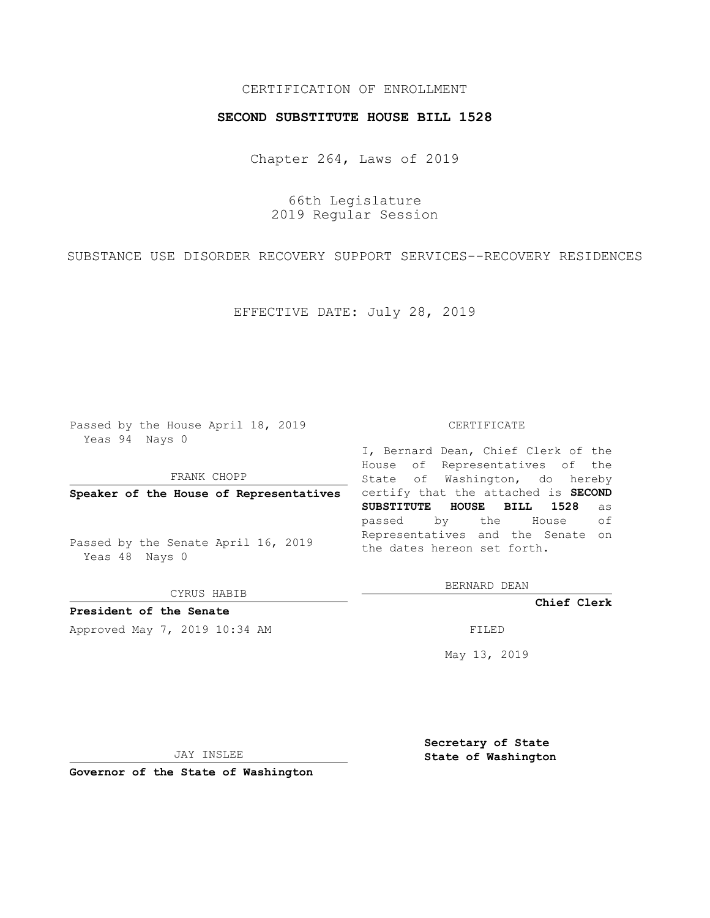CERTIFICATION OF ENROLLMENT

**SECOND SUBSTITUTE HOUSE BILL 1528**

Chapter 264, Laws of 2019

66th Legislature
2019 Regular Session

SUBSTANCE USE DISORDER RECOVERY SUPPORT SERVICES--RECOVERY RESIDENCES

EFFECTIVE DATE: July 28, 2019

Passed by the House April 18, 2019
Yeas 94 Nays 0

FRANK CHOPP

**Speaker of the House of Representatives**

Passed by the Senate April 16, 2019
Yeas 48 Nays 0

CYRUS HABIB

**President of the Senate**

Approved May 7, 2019 10:34 AM

JAY INSLEE

**Governor of the State of Washington**

CERTIFICATE

I, Bernard Dean, Chief Clerk of the House of Representatives of the State of Washington, do hereby certify that the attached is **SECOND SUBSTITUTE HOUSE BILL 1528** as passed by the House of Representatives and the Senate on the dates hereon set forth.

BERNARD DEAN

**Chief Clerk**

FILED

May 13, 2019

**Secretary of State**
**State of Washington**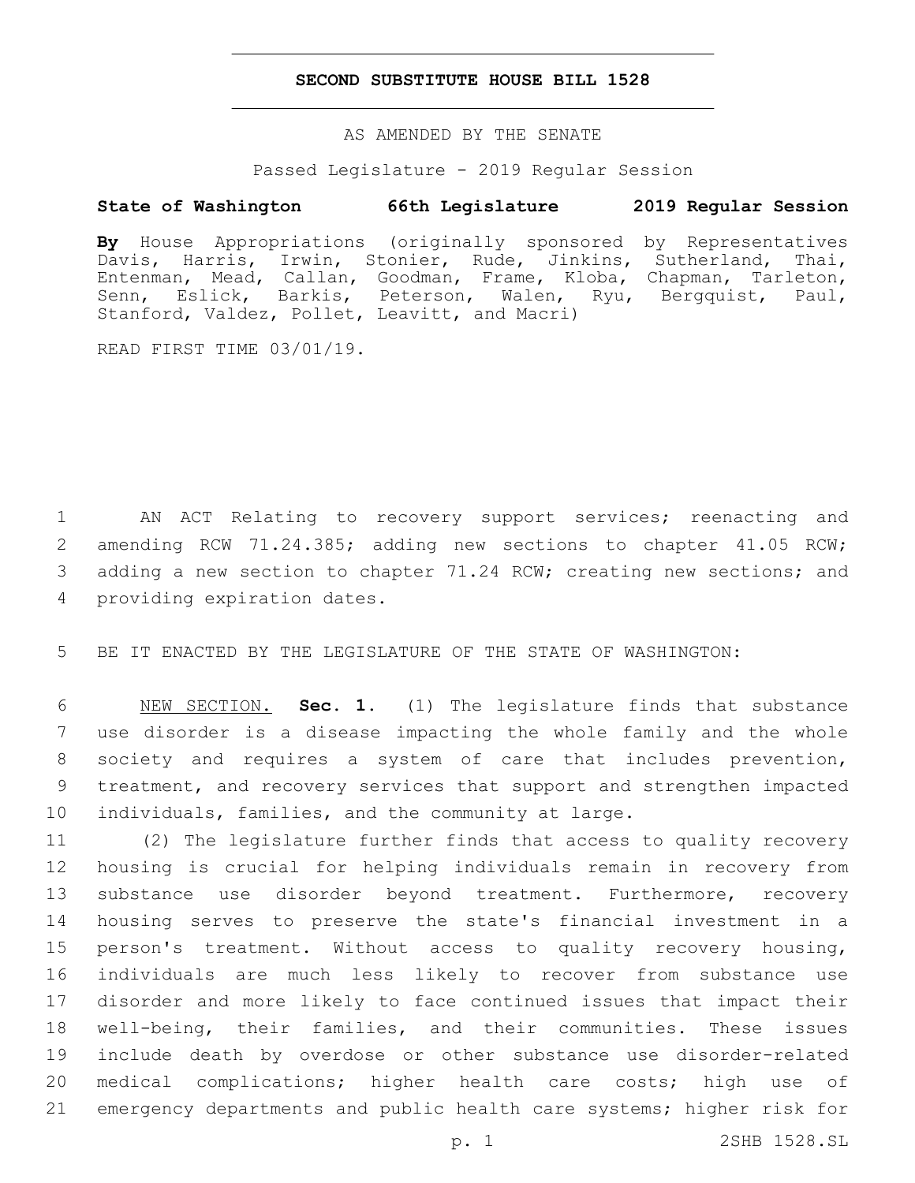# SECOND SUBSTITUTE HOUSE BILL 1528

AS AMENDED BY THE SENATE

Passed Legislature - 2019 Regular Session

**State of Washington 66th Legislature 2019 Regular Session**

**By** House Appropriations (originally sponsored by Representatives Davis, Harris, Irwin, Stonier, Rude, Jinkins, Sutherland, Thai, Entenman, Mead, Callan, Goodman, Frame, Kloba, Chapman, Tarleton, Senn, Eslick, Barkis, Peterson, Walen, Ryu, Bergquist, Paul, Stanford, Valdez, Pollet, Leavitt, and Macri)

READ FIRST TIME 03/01/19.

AN ACT Relating to recovery support services; reenacting and amending RCW 71.24.385; adding new sections to chapter 41.05 RCW; adding a new section to chapter 71.24 RCW; creating new sections; and providing expiration dates.

BE IT ENACTED BY THE LEGISLATURE OF THE STATE OF WASHINGTON:

NEW SECTION. **Sec. 1.** (1) The legislature finds that substance use disorder is a disease impacting the whole family and the whole society and requires a system of care that includes prevention, treatment, and recovery services that support and strengthen impacted individuals, families, and the community at large.

(2) The legislature further finds that access to quality recovery housing is crucial for helping individuals remain in recovery from substance use disorder beyond treatment. Furthermore, recovery housing serves to preserve the state's financial investment in a person's treatment. Without access to quality recovery housing, individuals are much less likely to recover from substance use disorder and more likely to face continued issues that impact their well-being, their families, and their communities. These issues include death by overdose or other substance use disorder-related medical complications; higher health care costs; high use of emergency departments and public health care systems; higher risk for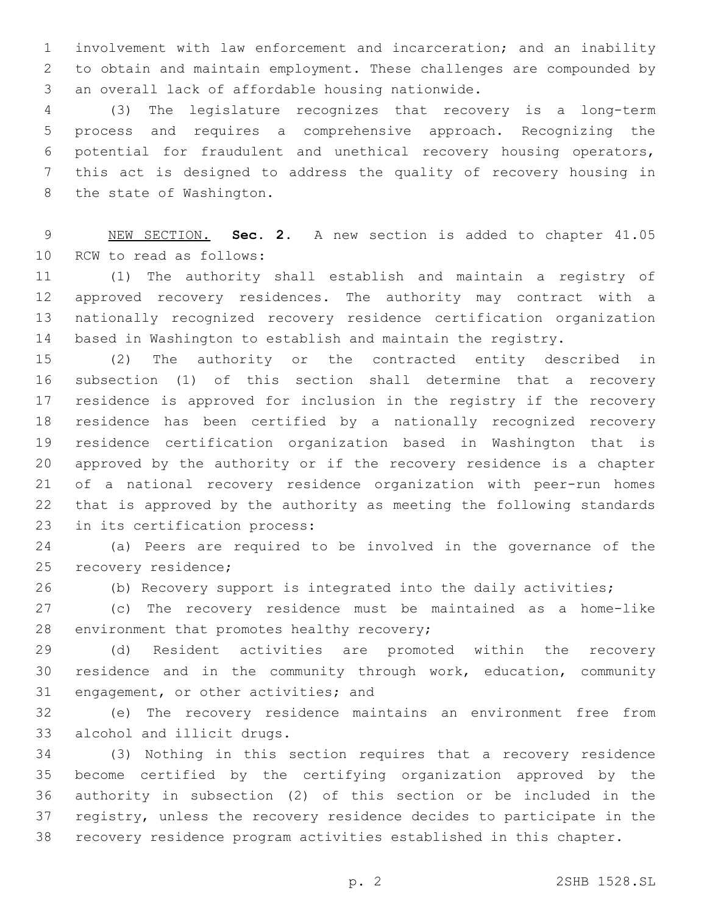involvement with law enforcement and incarceration; and an inability to obtain and maintain employment. These challenges are compounded by an overall lack of affordable housing nationwide.

(3) The legislature recognizes that recovery is a long-term process and requires a comprehensive approach. Recognizing the potential for fraudulent and unethical recovery housing operators, this act is designed to address the quality of recovery housing in the state of Washington.

NEW SECTION. **Sec. 2.** A new section is added to chapter 41.05 RCW to read as follows:

(1) The authority shall establish and maintain a registry of approved recovery residences. The authority may contract with a nationally recognized recovery residence certification organization based in Washington to establish and maintain the registry.

(2) The authority or the contracted entity described in subsection (1) of this section shall determine that a recovery residence is approved for inclusion in the registry if the recovery residence has been certified by a nationally recognized recovery residence certification organization based in Washington that is approved by the authority or if the recovery residence is a chapter of a national recovery residence organization with peer-run homes that is approved by the authority as meeting the following standards in its certification process:

(a) Peers are required to be involved in the governance of the recovery residence;

(b) Recovery support is integrated into the daily activities;

(c) The recovery residence must be maintained as a home-like environment that promotes healthy recovery;

(d) Resident activities are promoted within the recovery residence and in the community through work, education, community engagement, or other activities; and

(e) The recovery residence maintains an environment free from alcohol and illicit drugs.

(3) Nothing in this section requires that a recovery residence become certified by the certifying organization approved by the authority in subsection (2) of this section or be included in the registry, unless the recovery residence decides to participate in the recovery residence program activities established in this chapter.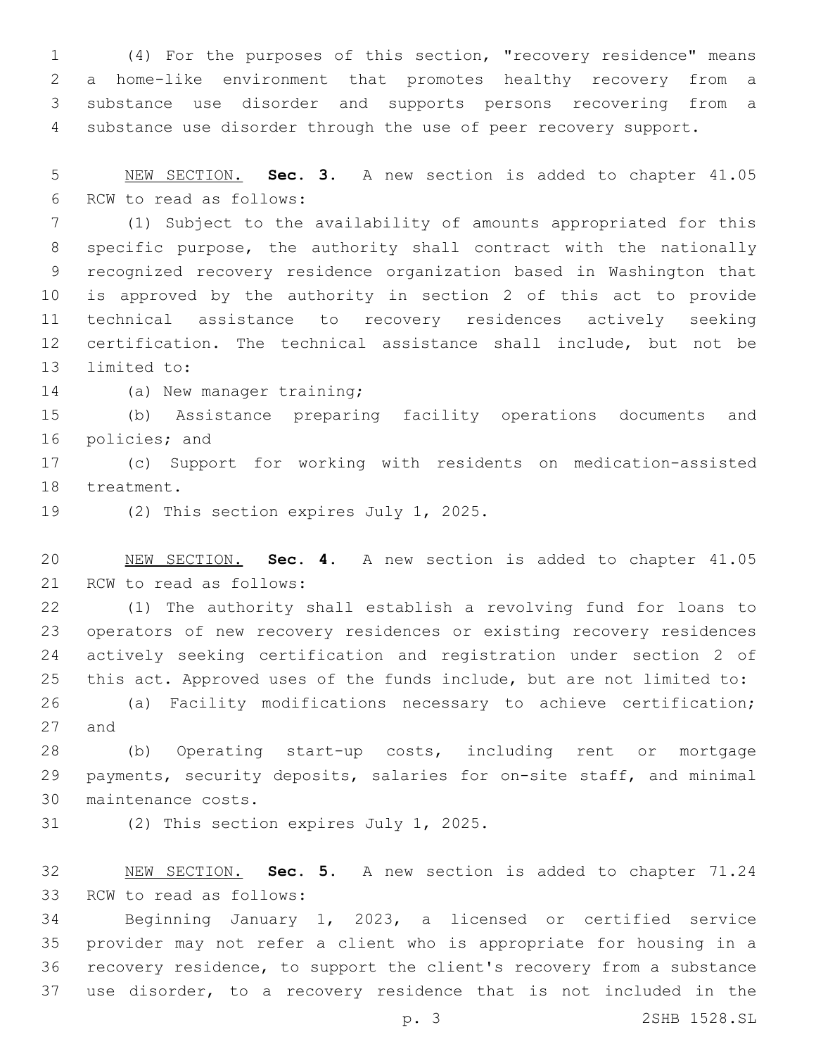(4) For the purposes of this section, "recovery residence" means a home-like environment that promotes healthy recovery from a substance use disorder and supports persons recovering from a substance use disorder through the use of peer recovery support.

NEW SECTION. **Sec. 3.** A new section is added to chapter 41.05 RCW to read as follows:

(1) Subject to the availability of amounts appropriated for this specific purpose, the authority shall contract with the nationally recognized recovery residence organization based in Washington that is approved by the authority in section 2 of this act to provide technical assistance to recovery residences actively seeking certification. The technical assistance shall include, but not be limited to:

(a) New manager training;

(b) Assistance preparing facility operations documents and policies; and

(c) Support for working with residents on medication-assisted treatment.

(2) This section expires July 1, 2025.

NEW SECTION. **Sec. 4.** A new section is added to chapter 41.05 RCW to read as follows:

(1) The authority shall establish a revolving fund for loans to operators of new recovery residences or existing recovery residences actively seeking certification and registration under section 2 of this act. Approved uses of the funds include, but are not limited to:

(a) Facility modifications necessary to achieve certification; and

(b) Operating start-up costs, including rent or mortgage payments, security deposits, salaries for on-site staff, and minimal maintenance costs.

(2) This section expires July 1, 2025.

NEW SECTION. **Sec. 5.** A new section is added to chapter 71.24 RCW to read as follows:

Beginning January 1, 2023, a licensed or certified service provider may not refer a client who is appropriate for housing in a recovery residence, to support the client's recovery from a substance use disorder, to a recovery residence that is not included in the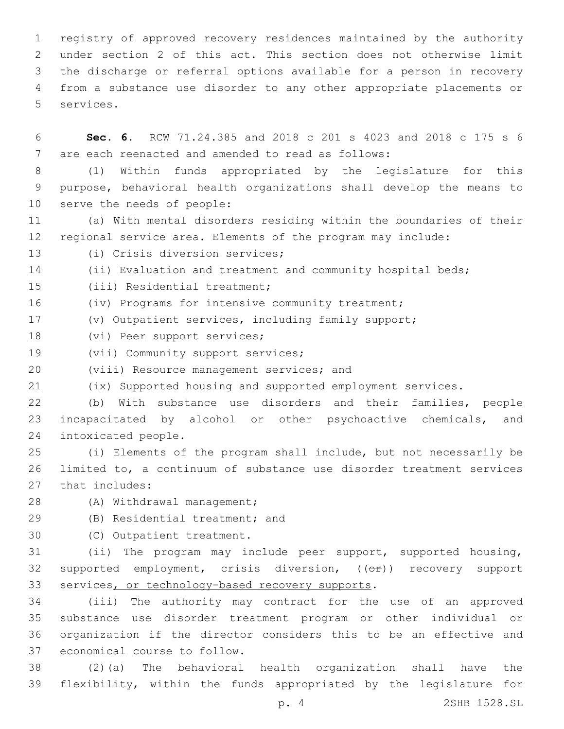registry of approved recovery residences maintained by the authority under section 2 of this act. This section does not otherwise limit the discharge or referral options available for a person in recovery from a substance use disorder to any other appropriate placements or services.

**Sec. 6.** RCW 71.24.385 and 2018 c 201 s 4023 and 2018 c 175 s 6 are each reenacted and amended to read as follows:

(1) Within funds appropriated by the legislature for this purpose, behavioral health organizations shall develop the means to serve the needs of people:

(a) With mental disorders residing within the boundaries of their regional service area. Elements of the program may include:

(i) Crisis diversion services;

(ii) Evaluation and treatment and community hospital beds;

(iii) Residential treatment;

(iv) Programs for intensive community treatment;

(v) Outpatient services, including family support;

(vi) Peer support services;

(vii) Community support services;

(viii) Resource management services; and

(ix) Supported housing and supported employment services.

(b) With substance use disorders and their families, people incapacitated by alcohol or other psychoactive chemicals, and intoxicated people.

(i) Elements of the program shall include, but not necessarily be limited to, a continuum of substance use disorder treatment services that includes:

(A) Withdrawal management;

(B) Residential treatment; and

(C) Outpatient treatment.

(ii) The program may include peer support, supported housing, supported employment, crisis diversion, ((~~or~~)) recovery support services, or technology-based recovery supports.

(iii) The authority may contract for the use of an approved substance use disorder treatment program or other individual or organization if the director considers this to be an effective and economical course to follow.

(2)(a) The behavioral health organization shall have the flexibility, within the funds appropriated by the legislature for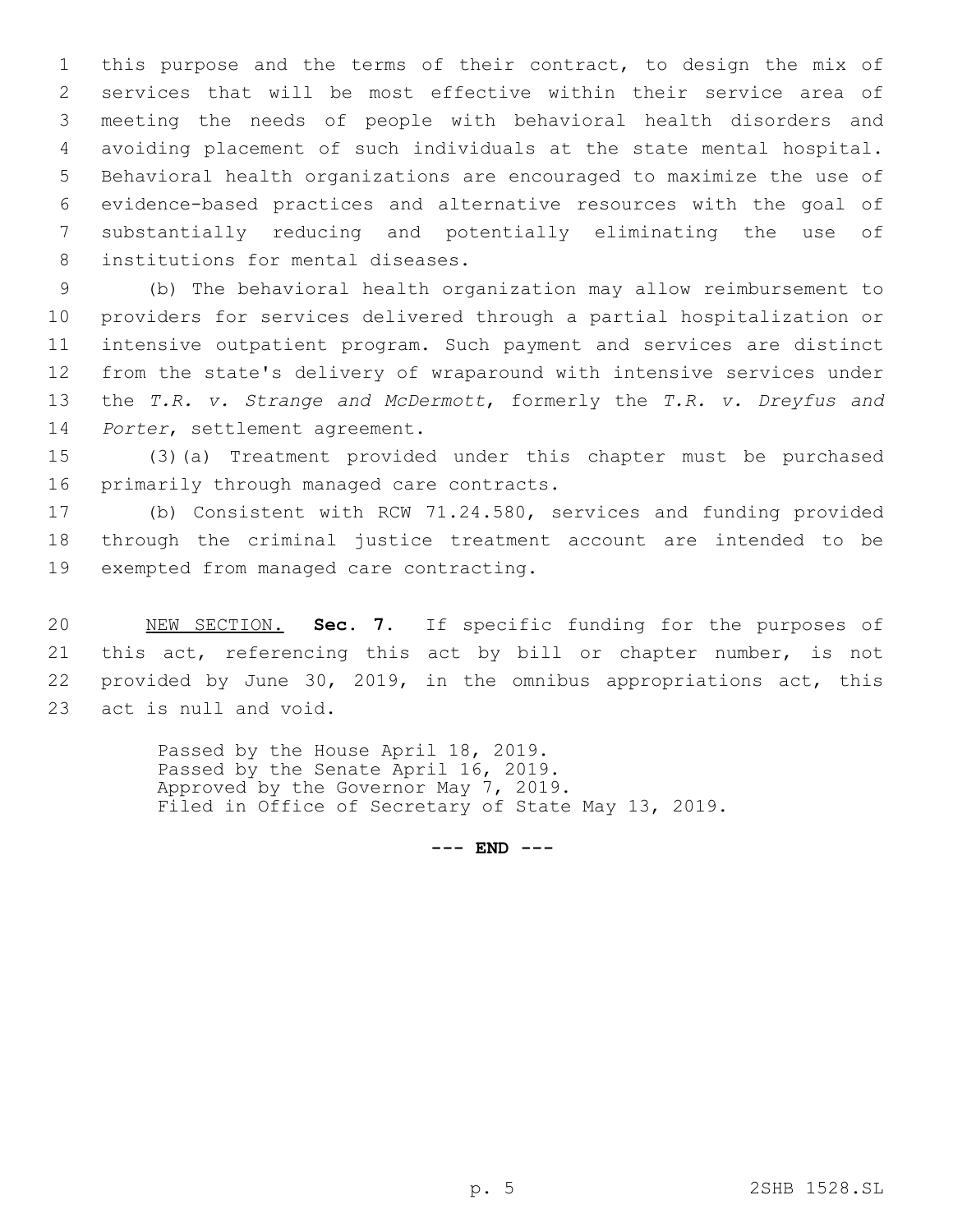this purpose and the terms of their contract, to design the mix of services that will be most effective within their service area of meeting the needs of people with behavioral health disorders and avoiding placement of such individuals at the state mental hospital. Behavioral health organizations are encouraged to maximize the use of evidence-based practices and alternative resources with the goal of substantially reducing and potentially eliminating the use of institutions for mental diseases.

(b) The behavioral health organization may allow reimbursement to providers for services delivered through a partial hospitalization or intensive outpatient program. Such payment and services are distinct from the state's delivery of wraparound with intensive services under the *T.R. v. Strange and McDermott*, formerly the *T.R. v. Dreyfus and Porter*, settlement agreement.

(3)(a) Treatment provided under this chapter must be purchased primarily through managed care contracts.

(b) Consistent with RCW 71.24.580, services and funding provided through the criminal justice treatment account are intended to be exempted from managed care contracting.

<u>NEW SECTION.</u> **Sec. 7.** If specific funding for the purposes of this act, referencing this act by bill or chapter number, is not provided by June 30, 2019, in the omnibus appropriations act, this act is null and void.

Passed by the House April 18, 2019.
Passed by the Senate April 16, 2019.
Approved by the Governor May 7, 2019.
Filed in Office of Secretary of State May 13, 2019.

**--- END ---**